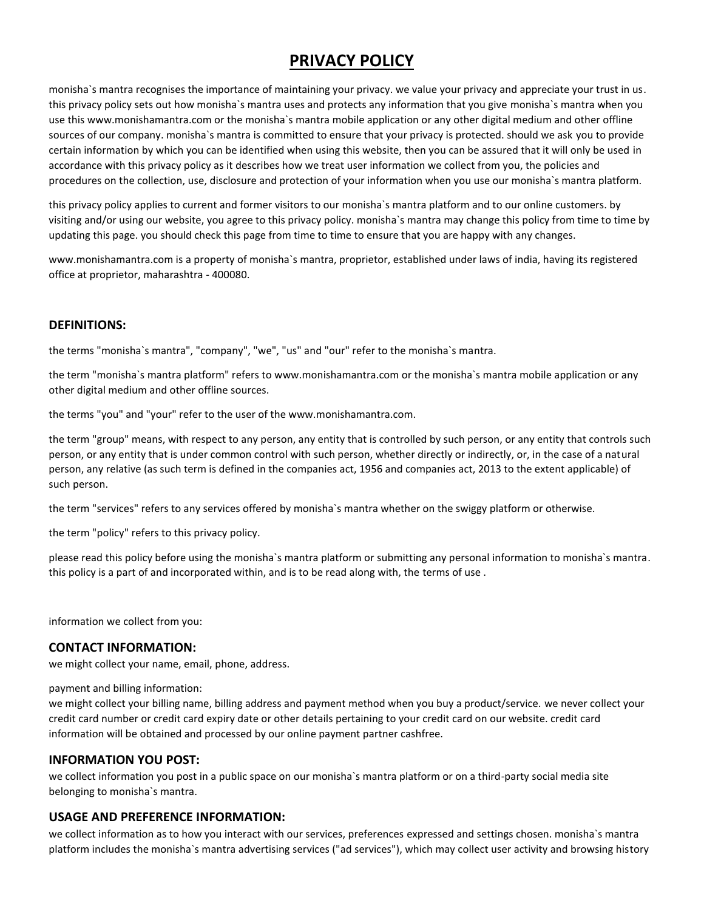# PRIVACY POLICY

monisha`s mantra recognises the importance of maintaining your privacy. we value your privacy and appreciate your trust in us. this privacy policy sets out how monisha`s mantra uses and protects any information that you give monisha`s mantra when you use this www.monishamantra.com or the monisha`s mantra mobile application or any other digital medium and other offline sources of our company. monisha`s mantra is committed to ensure that your privacy is protected. should we ask you to provide certain information by which you can be identified when using this website, then you can be assured that it will only be used in accordance with this privacy policy as it describes how we treat user information we collect from you, the policies and procedures on the collection, use, disclosure and protection of your information when you use our monisha`s mantra platform.

this privacy policy applies to current and former visitors to our monisha`s mantra platform and to our online customers. by visiting and/or using our website, you agree to this privacy policy. monisha`s mantra may change this policy from time to time by updating this page. you should check this page from time to time to ensure that you are happy with any changes.

www.monishamantra.com is a property of monisha`s mantra, proprietor, established under laws of india, having its registered office at proprietor, maharashtra - 400080.

## DEFINITIONS:

the terms "monisha`s mantra", "company", "we", "us" and "our" refer to the monisha`s mantra.

the term "monisha`s mantra platform" refers to www.monishamantra.com or the monisha`s mantra mobile application or any other digital medium and other offline sources.

the terms "you" and "your" refer to the user of the www.monishamantra.com.

the term "group" means, with respect to any person, any entity that is controlled by such person, or any entity that controls such person, or any entity that is under common control with such person, whether directly or indirectly, or, in the case of a natural person, any relative (as such term is defined in the companies act, 1956 and companies act, 2013 to the extent applicable) of such person.

the term "services" refers to any services offered by monisha`s mantra whether on the swiggy platform or otherwise.

the term "policy" refers to this privacy policy.

please read this policy before using the monisha`s mantra platform or submitting any personal information to monisha`s mantra. this policy is a part of and incorporated within, and is to be read along with, the terms of use .

information we collect from you:

## CONTACT INFORMATION:

we might collect your name, email, phone, address.

payment and billing information:

we might collect your billing name, billing address and payment method when you buy a product/service. we never collect your credit card number or credit card expiry date or other details pertaining to your credit card on our website. credit card information will be obtained and processed by our online payment partner cashfree.

## INFORMATION YOU POST:

we collect information you post in a public space on our monisha`s mantra platform or on a third-party social media site belonging to monisha`s mantra.

## USAGE AND PREFERENCE INFORMATION:

we collect information as to how you interact with our services, preferences expressed and settings chosen. monisha`s mantra platform includes the monisha`s mantra advertising services ("ad services"), which may collect user activity and browsing history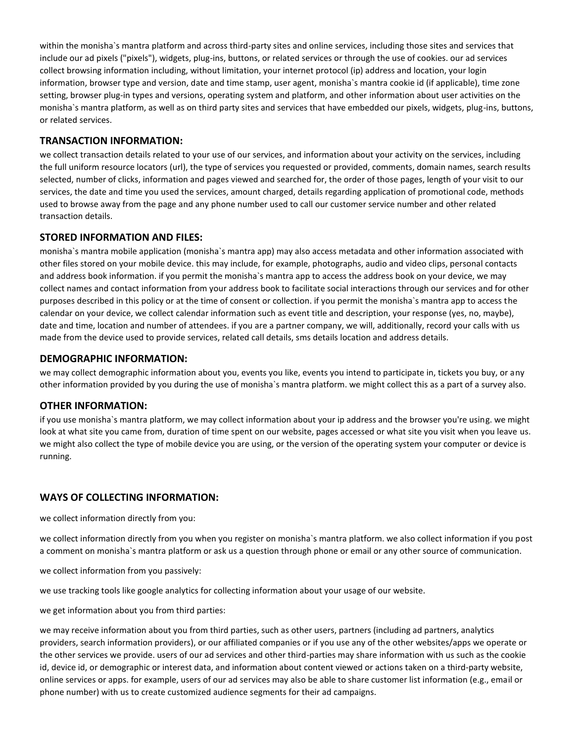within the monisha`s mantra platform and across third-party sites and online services, including those sites and services that include our ad pixels ("pixels"), widgets, plug-ins, buttons, or related services or through the use of cookies. our ad services collect browsing information including, without limitation, your internet protocol (ip) address and location, your login information, browser type and version, date and time stamp, user agent, monisha`s mantra cookie id (if applicable), time zone setting, browser plug-in types and versions, operating system and platform, and other information about user activities on the monisha`s mantra platform, as well as on third party sites and services that have embedded our pixels, widgets, plug-ins, buttons, or related services.

### TRANSACTION INFORMATION:

we collect transaction details related to your use of our services, and information about your activity on the services, including the full uniform resource locators (url), the type of services you requested or provided, comments, domain names, search results selected, number of clicks, information and pages viewed and searched for, the order of those pages, length of your visit to our services, the date and time you used the services, amount charged, details regarding application of promotional code, methods used to browse away from the page and any phone number used to call our customer service number and other related transaction details.

### STORED INFORMATION AND FILES:

monisha`s mantra mobile application (monisha`s mantra app) may also access metadata and other information associated with other files stored on your mobile device. this may include, for example, photographs, audio and video clips, personal contacts and address book information. if you permit the monisha`s mantra app to access the address book on your device, we may collect names and contact information from your address book to facilitate social interactions through our services and for other purposes described in this policy or at the time of consent or collection. if you permit the monisha`s mantra app to access the calendar on your device, we collect calendar information such as event title and description, your response (yes, no, maybe), date and time, location and number of attendees. if you are a partner company, we will, additionally, record your calls with us made from the device used to provide services, related call details, sms details location and address details.

### DEMOGRAPHIC INFORMATION:

we may collect demographic information about you, events you like, events you intend to participate in, tickets you buy, or any other information provided by you during the use of monisha`s mantra platform. we might collect this as a part of a survey also.

### OTHER INFORMATION:

if you use monisha`s mantra platform, we may collect information about your ip address and the browser you're using. we might look at what site you came from, duration of time spent on our website, pages accessed or what site you visit when you leave us. we might also collect the type of mobile device you are using, or the version of the operating system your computer or device is running.

### WAYS OF COLLECTING INFORMATION:

we collect information directly from you:

we collect information directly from you when you register on monisha`s mantra platform. we also collect information if you post a comment on monisha`s mantra platform or ask us a question through phone or email or any other source of communication.

we collect information from you passively:

we use tracking tools like google analytics for collecting information about your usage of our website.

we get information about you from third parties:

we may receive information about you from third parties, such as other users, partners (including ad partners, analytics providers, search information providers), or our affiliated companies or if you use any of the other websites/apps we operate or the other services we provide. users of our ad services and other third-parties may share information with us such as the cookie id, device id, or demographic or interest data, and information about content viewed or actions taken on a third-party website, online services or apps. for example, users of our ad services may also be able to share customer list information (e.g., email or phone number) with us to create customized audience segments for their ad campaigns.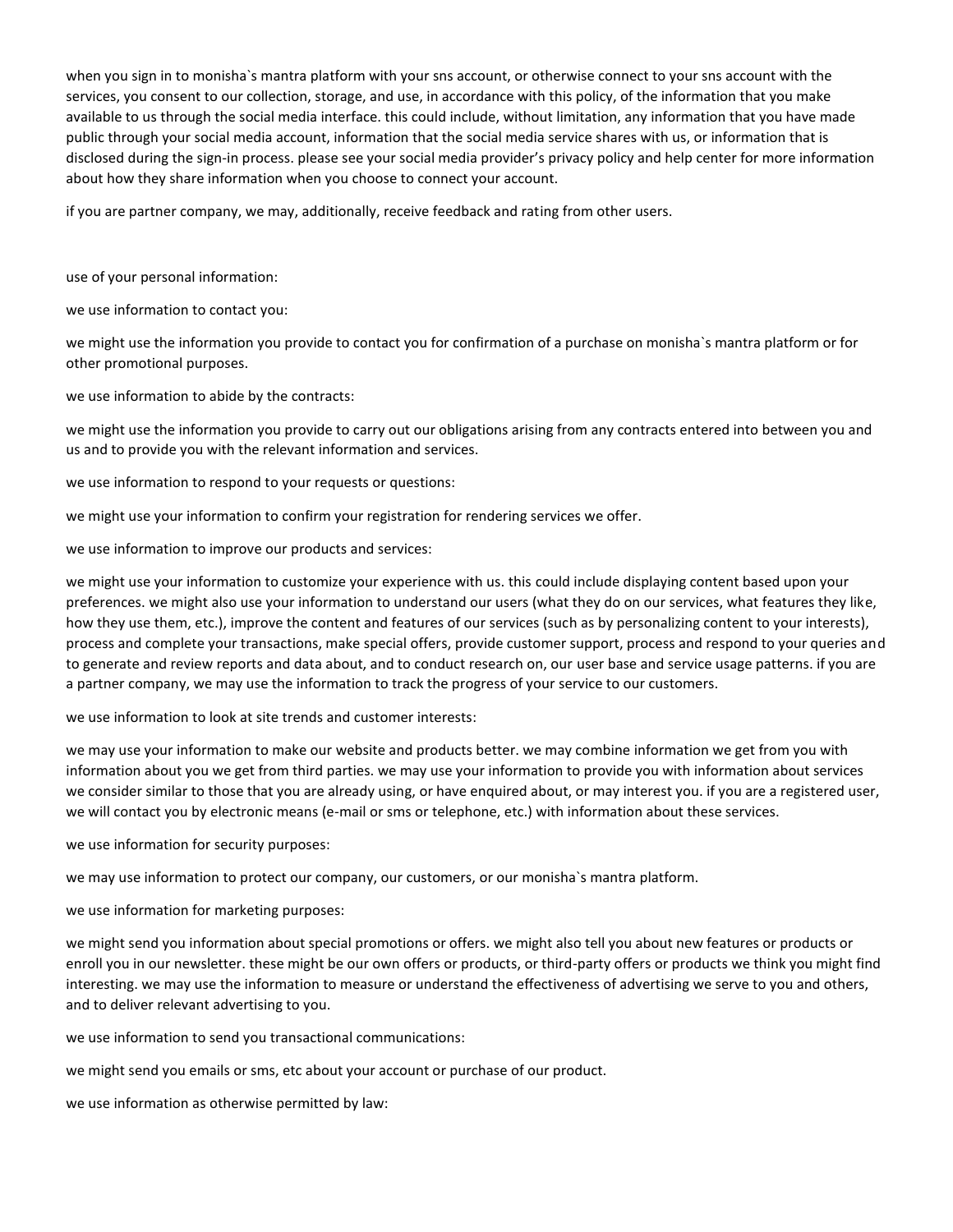when you sign in to monisha`s mantra platform with your sns account, or otherwise connect to your sns account with the services, you consent to our collection, storage, and use, in accordance with this policy, of the information that you make available to us through the social media interface. this could include, without limitation, any information that you have made public through your social media account, information that the social media service shares with us, or information that is disclosed during the sign-in process. please see your social media provider's privacy policy and help center for more information about how they share information when you choose to connect your account.

if you are partner company, we may, additionally, receive feedback and rating from other users.

use of your personal information:

we use information to contact you:

we might use the information you provide to contact you for confirmation of a purchase on monisha`s mantra platform or for other promotional purposes.

we use information to abide by the contracts:

we might use the information you provide to carry out our obligations arising from any contracts entered into between you and us and to provide you with the relevant information and services.

we use information to respond to your requests or questions:

we might use your information to confirm your registration for rendering services we offer.

we use information to improve our products and services:

we might use your information to customize your experience with us. this could include displaying content based upon your preferences. we might also use your information to understand our users (what they do on our services, what features they like, how they use them, etc.), improve the content and features of our services (such as by personalizing content to your interests), process and complete your transactions, make special offers, provide customer support, process and respond to your queries and to generate and review reports and data about, and to conduct research on, our user base and service usage patterns. if you are a partner company, we may use the information to track the progress of your service to our customers.

we use information to look at site trends and customer interests:

we may use your information to make our website and products better. we may combine information we get from you with information about you we get from third parties. we may use your information to provide you with information about services we consider similar to those that you are already using, or have enquired about, or may interest you. if you are a registered user, we will contact you by electronic means (e-mail or sms or telephone, etc.) with information about these services.

we use information for security purposes:

we may use information to protect our company, our customers, or our monisha`s mantra platform.

we use information for marketing purposes:

we might send you information about special promotions or offers. we might also tell you about new features or products or enroll you in our newsletter. these might be our own offers or products, or third-party offers or products we think you might find interesting. we may use the information to measure or understand the effectiveness of advertising we serve to you and others, and to deliver relevant advertising to you.

we use information to send you transactional communications:

we might send you emails or sms, etc about your account or purchase of our product.

we use information as otherwise permitted by law: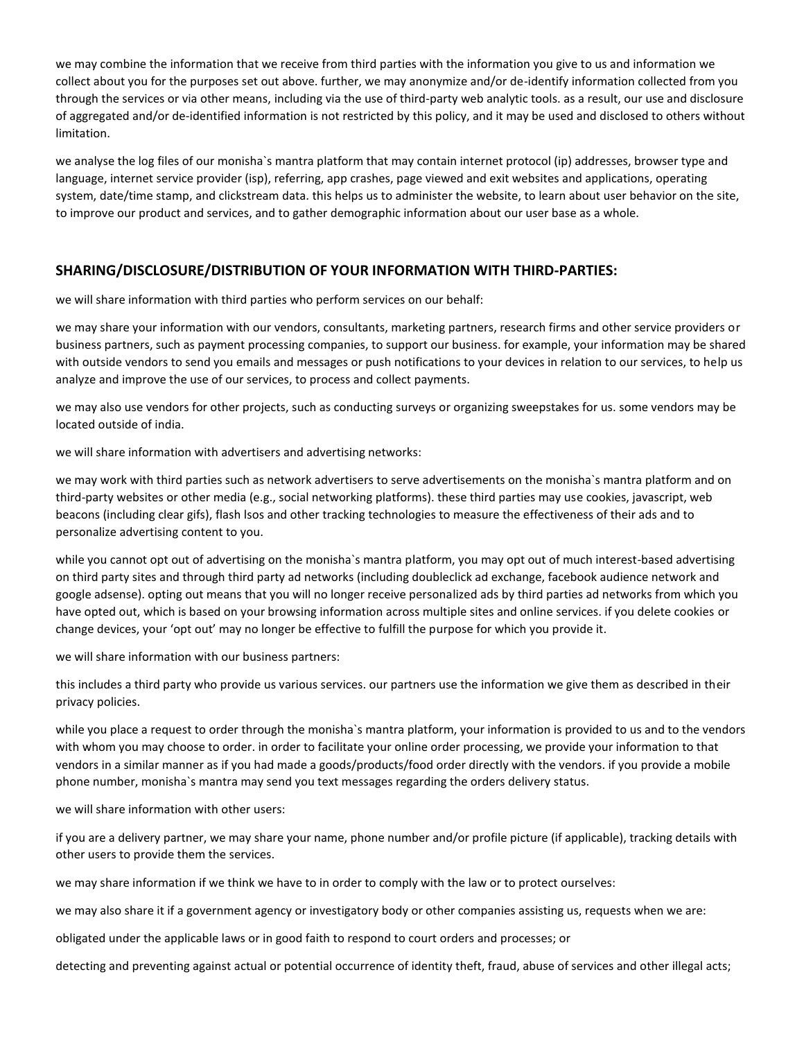we may combine the information that we receive from third parties with the information you give to us and information we collect about you for the purposes set out above. further, we may anonymize and/or de-identify information collected from you through the services or via other means, including via the use of third-party web analytic tools. as a result, our use and disclosure of aggregated and/or de-identified information is not restricted by this policy, and it may be used and disclosed to others without limitation.

we analyse the log files of our monisha`s mantra platform that may contain internet protocol (ip) addresses, browser type and language, internet service provider (isp), referring, app crashes, page viewed and exit websites and applications, operating system, date/time stamp, and clickstream data. this helps us to administer the website, to learn about user behavior on the site, to improve our product and services, and to gather demographic information about our user base as a whole.

## SHARING/DISCLOSURE/DISTRIBUTION OF YOUR INFORMATION WITH THIRD-PARTIES:

we will share information with third parties who perform services on our behalf:

we may share your information with our vendors, consultants, marketing partners, research firms and other service providers or business partners, such as payment processing companies, to support our business. for example, your information may be shared with outside vendors to send you emails and messages or push notifications to your devices in relation to our services, to help us analyze and improve the use of our services, to process and collect payments.

we may also use vendors for other projects, such as conducting surveys or organizing sweepstakes for us. some vendors may be located outside of india.

we will share information with advertisers and advertising networks:

we may work with third parties such as network advertisers to serve advertisements on the monisha`s mantra platform and on third-party websites or other media (e.g., social networking platforms). these third parties may use cookies, javascript, web beacons (including clear gifs), flash lsos and other tracking technologies to measure the effectiveness of their ads and to personalize advertising content to you.

while you cannot opt out of advertising on the monisha`s mantra platform, you may opt out of much interest-based advertising on third party sites and through third party ad networks (including doubleclick ad exchange, facebook audience network and google adsense). opting out means that you will no longer receive personalized ads by third parties ad networks from which you have opted out, which is based on your browsing information across multiple sites and online services. if you delete cookies or change devices, your 'opt out' may no longer be effective to fulfill the purpose for which you provide it.

we will share information with our business partners:

this includes a third party who provide us various services. our partners use the information we give them as described in their privacy policies.

while you place a request to order through the monisha`s mantra platform, your information is provided to us and to the vendors with whom you may choose to order. in order to facilitate your online order processing, we provide your information to that vendors in a similar manner as if you had made a goods/products/food order directly with the vendors. if you provide a mobile phone number, monisha`s mantra may send you text messages regarding the orders delivery status.

we will share information with other users:

if you are a delivery partner, we may share your name, phone number and/or profile picture (if applicable), tracking details with other users to provide them the services.

we may share information if we think we have to in order to comply with the law or to protect ourselves:

we may also share it if a government agency or investigatory body or other companies assisting us, requests when we are:

obligated under the applicable laws or in good faith to respond to court orders and processes; or

detecting and preventing against actual or potential occurrence of identity theft, fraud, abuse of services and other illegal acts;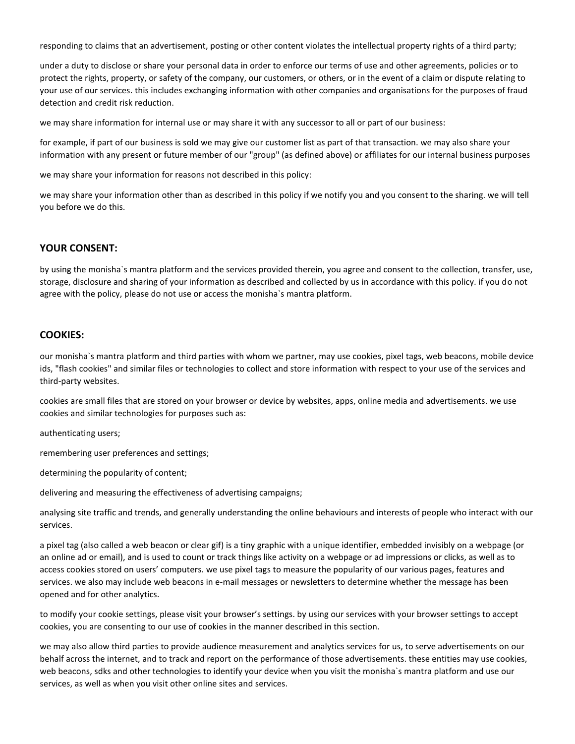responding to claims that an advertisement, posting or other content violates the intellectual property rights of a third party;

under a duty to disclose or share your personal data in order to enforce our terms of use and other agreements, policies or to protect the rights, property, or safety of the company, our customers, or others, or in the event of a claim or dispute relating to your use of our services. this includes exchanging information with other companies and organisations for the purposes of fraud detection and credit risk reduction.

we may share information for internal use or may share it with any successor to all or part of our business:

for example, if part of our business is sold we may give our customer list as part of that transaction. we may also share your information with any present or future member of our "group" (as defined above) or affiliates for our internal business purposes

we may share your information for reasons not described in this policy:

we may share your information other than as described in this policy if we notify you and you consent to the sharing. we will tell you before we do this.

## YOUR CONSENT:

by using the monisha`s mantra platform and the services provided therein, you agree and consent to the collection, transfer, use, storage, disclosure and sharing of your information as described and collected by us in accordance with this policy. if you do not agree with the policy, please do not use or access the monisha`s mantra platform.

## COOKIES:

our monisha`s mantra platform and third parties with whom we partner, may use cookies, pixel tags, web beacons, mobile device ids, "flash cookies" and similar files or technologies to collect and store information with respect to your use of the services and third-party websites.

cookies are small files that are stored on your browser or device by websites, apps, online media and advertisements. we use cookies and similar technologies for purposes such as:

authenticating users;

remembering user preferences and settings;

determining the popularity of content;

delivering and measuring the effectiveness of advertising campaigns;

analysing site traffic and trends, and generally understanding the online behaviours and interests of people who interact with our services.

a pixel tag (also called a web beacon or clear gif) is a tiny graphic with a unique identifier, embedded invisibly on a webpage (or an online ad or email), and is used to count or track things like activity on a webpage or ad impressions or clicks, as well as to access cookies stored on users' computers. we use pixel tags to measure the popularity of our various pages, features and services. we also may include web beacons in e-mail messages or newsletters to determine whether the message has been opened and for other analytics.

to modify your cookie settings, please visit your browser's settings. by using our services with your browser settings to accept cookies, you are consenting to our use of cookies in the manner described in this section.

we may also allow third parties to provide audience measurement and analytics services for us, to serve advertisements on our behalf across the internet, and to track and report on the performance of those advertisements. these entities may use cookies, web beacons, sdks and other technologies to identify your device when you visit the monisha`s mantra platform and use our services, as well as when you visit other online sites and services.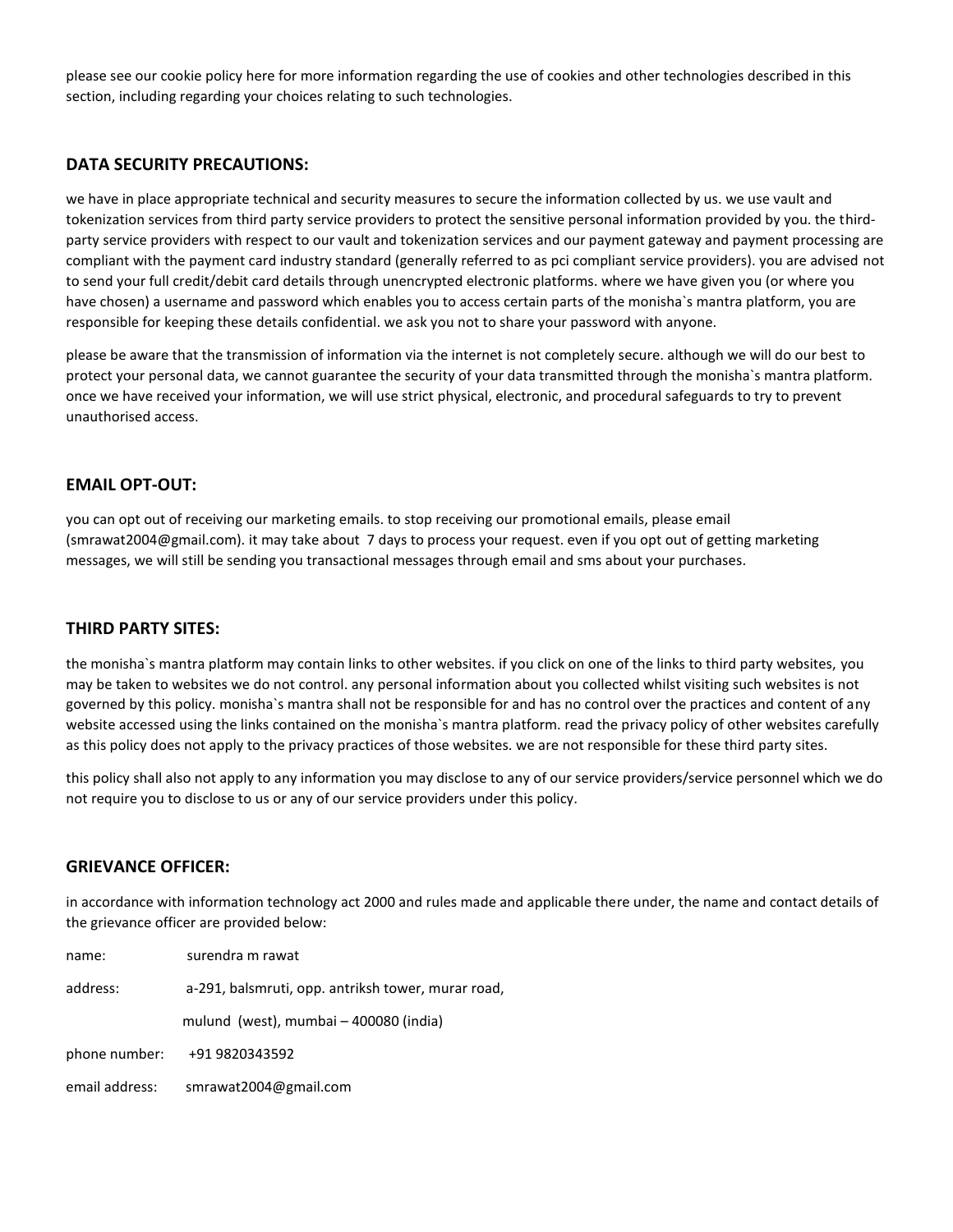please see our cookie policy here for more information regarding the use of cookies and other technologies described in this section, including regarding your choices relating to such technologies.

## DATA SECURITY PRECAUTIONS:

we have in place appropriate technical and security measures to secure the information collected by us. we use vault and tokenization services from third party service providers to protect the sensitive personal information provided by you. the third-party service providers with respect to our vault and tokenization services and our payment gateway and payment processing are compliant with the payment card industry standard (generally referred to as pci compliant service providers). you are advised not to send your full credit/debit card details through unencrypted electronic platforms. where we have given you (or where you have chosen) a username and password which enables you to access certain parts of the monisha`s mantra platform, you are responsible for keeping these details confidential. we ask you not to share your password with anyone.

please be aware that the transmission of information via the internet is not completely secure. although we will do our best to protect your personal data, we cannot guarantee the security of your data transmitted through the monisha`s mantra platform. once we have received your information, we will use strict physical, electronic, and procedural safeguards to try to prevent unauthorised access.

## EMAIL OPT-OUT:

you can opt out of receiving our marketing emails. to stop receiving our promotional emails, please email (smrawat2004@gmail.com). it may take about 7 days to process your request. even if you opt out of getting marketing messages, we will still be sending you transactional messages through email and sms about your purchases.

## THIRD PARTY SITES:

the monisha`s mantra platform may contain links to other websites. if you click on one of the links to third party websites, you may be taken to websites we do not control. any personal information about you collected whilst visiting such websites is not governed by this policy. monisha`s mantra shall not be responsible for and has no control over the practices and content of any website accessed using the links contained on the monisha`s mantra platform. read the privacy policy of other websites carefully as this policy does not apply to the privacy practices of those websites. we are not responsible for these third party sites.

this policy shall also not apply to any information you may disclose to any of our service providers/service personnel which we do not require you to disclose to us or any of our service providers under this policy.

## GRIEVANCE OFFICER:

in accordance with information technology act 2000 and rules made and applicable there under, the name and contact details of the grievance officer are provided below:

name: surendra m rawat

address: a-291, balsmruti, opp. antriksh tower, murar road,
mulund (west), mumbai – 400080 (india)

phone number: +91 9820343592

email address: smrawat2004@gmail.com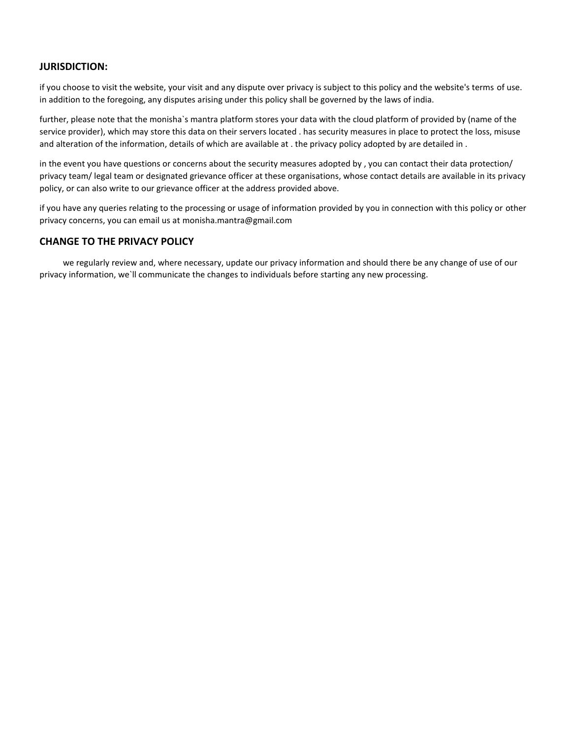## JURISDICTION:

if you choose to visit the website, your visit and any dispute over privacy is subject to this policy and the website's terms of use. in addition to the foregoing, any disputes arising under this policy shall be governed by the laws of india.

further, please note that the monisha`s mantra platform stores your data with the cloud platform of provided by (name of the service provider), which may store this data on their servers located . has security measures in place to protect the loss, misuse and alteration of the information, details of which are available at . the privacy policy adopted by are detailed in .

in the event you have questions or concerns about the security measures adopted by , you can contact their data protection/ privacy team/ legal team or designated grievance officer at these organisations, whose contact details are available in its privacy policy, or can also write to our grievance officer at the address provided above.

if you have any queries relating to the processing or usage of information provided by you in connection with this policy or other privacy concerns, you can email us at monisha.mantra@gmail.com

## CHANGE TO THE PRIVACY POLICY

we regularly review and, where necessary, update our privacy information and should there be any change of use of our privacy information, we`ll communicate the changes to individuals before starting any new processing.